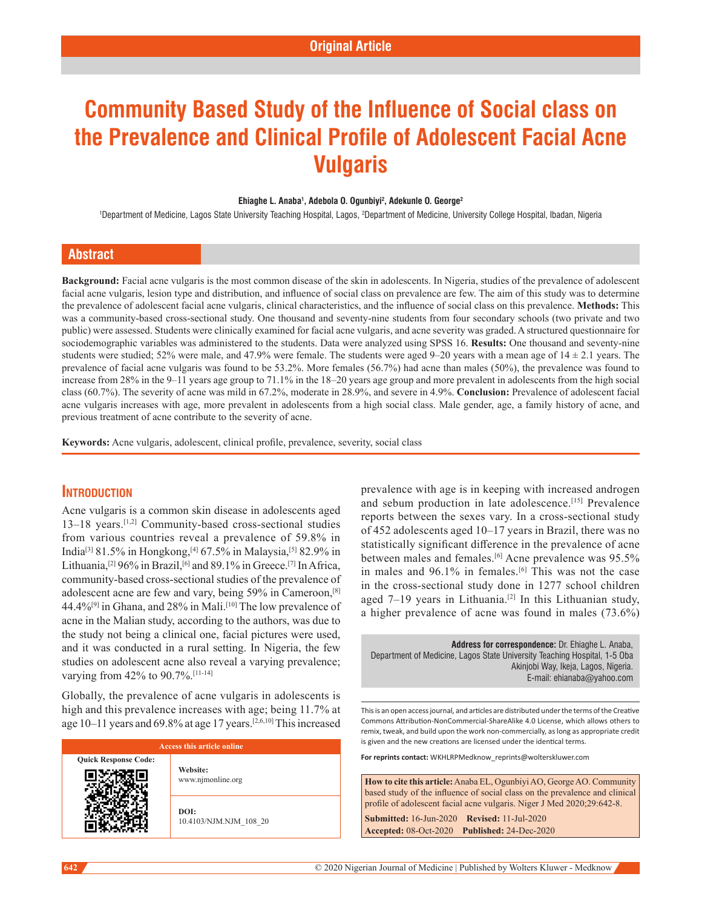Original Article

# Community Based Study of the Influence of Social class on the Prevalence and Clinical Profile of Adolescent Facial Acne Vulgaris

**Ehiaghe L. Anaba[1], Adebola O. Ogunbiyi[2], Adekunle O. George[2]**

[1]Department of Medicine, Lagos State University Teaching Hospital, Lagos, [2]Department of Medicine, University College Hospital, Ibadan, Nigeria

## Abstract

**Background:** Facial acne vulgaris is the most common disease of the skin in adolescents. In Nigeria, studies of the prevalence of adolescent facial acne vulgaris, lesion type and distribution, and influence of social class on prevalence are few. The aim of this study was to determine the prevalence of adolescent facial acne vulgaris, clinical characteristics, and the influence of social class on this prevalence. **Methods:** This was a community-based cross-sectional study. One thousand and seventy-nine students from four secondary schools (two private and two public) were assessed. Students were clinically examined for facial acne vulgaris, and acne severity was graded. A structured questionnaire for sociodemographic variables was administered to the students. Data were analyzed using SPSS 16. **Results:** One thousand and seventy-nine students were studied; 52% were male, and 47.9% were female. The students were aged 9–20 years with a mean age of 14 ± 2.1 years. The prevalence of facial acne vulgaris was found to be 53.2%. More females (56.7%) had acne than males (50%), the prevalence was found to increase from 28% in the 9–11 years age group to 71.1% in the 18–20 years age group and more prevalent in adolescents from the high social class (60.7%). The severity of acne was mild in 67.2%, moderate in 28.9%, and severe in 4.9%. **Conclusion:** Prevalence of adolescent facial acne vulgaris increases with age, more prevalent in adolescents from a high social class. Male gender, age, a family history of acne, and previous treatment of acne contribute to the severity of acne.

**Keywords:** Acne vulgaris, adolescent, clinical profile, prevalence, severity, social class

## Introduction

Acne vulgaris is a common skin disease in adolescents aged 13–18 years.[1,2] Community-based cross-sectional studies from various countries reveal a prevalence of 59.8% in India[3] 81.5% in Hongkong,[4] 67.5% in Malaysia,[5] 82.9% in Lithuania,[2] 96% in Brazil,[6] and 89.1% in Greece.[7] In Africa, community-based cross-sectional studies of the prevalence of adolescent acne are few and vary, being 59% in Cameroon,[8] 44.4%[9] in Ghana, and 28% in Mali.[10] The low prevalence of acne in the Malian study, according to the authors, was due to the study not being a clinical one, facial pictures were used, and it was conducted in a rural setting. In Nigeria, the few studies on adolescent acne also reveal a varying prevalence; varying from 42% to 90.7%.[11-14]

Globally, the prevalence of acne vulgaris in adolescents is high and this prevalence increases with age; being 11.7% at age 10–11 years and 69.8% at age 17 years.[2,6,10] This increased prevalence with age is in keeping with increased androgen and sebum production in late adolescence.[15] Prevalence reports between the sexes vary. In a cross-sectional study of 452 adolescents aged 10–17 years in Brazil, there was no statistically significant difference in the prevalence of acne between males and females.[6] Acne prevalence was 95.5% in males and 96.1% in females.[6] This was not the case in the cross-sectional study done in 1277 school children aged 7–19 years in Lithuania.[2] In this Lithuanian study, a higher prevalence of acne was found in males (73.6%)

**Address for correspondence:** Dr. Ehiaghe L. Anaba, Department of Medicine, Lagos State University Teaching Hospital, 1-5 Oba Akinjobi Way, Ikeja, Lagos, Nigeria. E-mail: ehianaba@yahoo.com

| Access this article online | |
|---|---|
| Quick Response Code: | Website: www.njmonline.org |
| | DOI: 10.4103/NJM.NJM_108_20 |

This is an open access journal, and articles are distributed under the terms of the Creative Commons Attribution-NonCommercial-ShareAlike 4.0 License, which allows others to remix, tweak, and build upon the work non-commercially, as long as appropriate credit is given and the new creations are licensed under the identical terms.

**For reprints contact:** WKHLRPMedknow_reprints@wolterskluwer.com

**How to cite this article:** Anaba EL, Ogunbiyi AO, George AO. Community based study of the influence of social class on the prevalence and clinical profile of adolescent facial acne vulgaris. Niger J Med 2020;29:642-8.

**Submitted:** 16-Jun-2020 **Revised:** 11-Jul-2020
**Accepted:** 08-Oct-2020 **Published:** 24-Dec-2020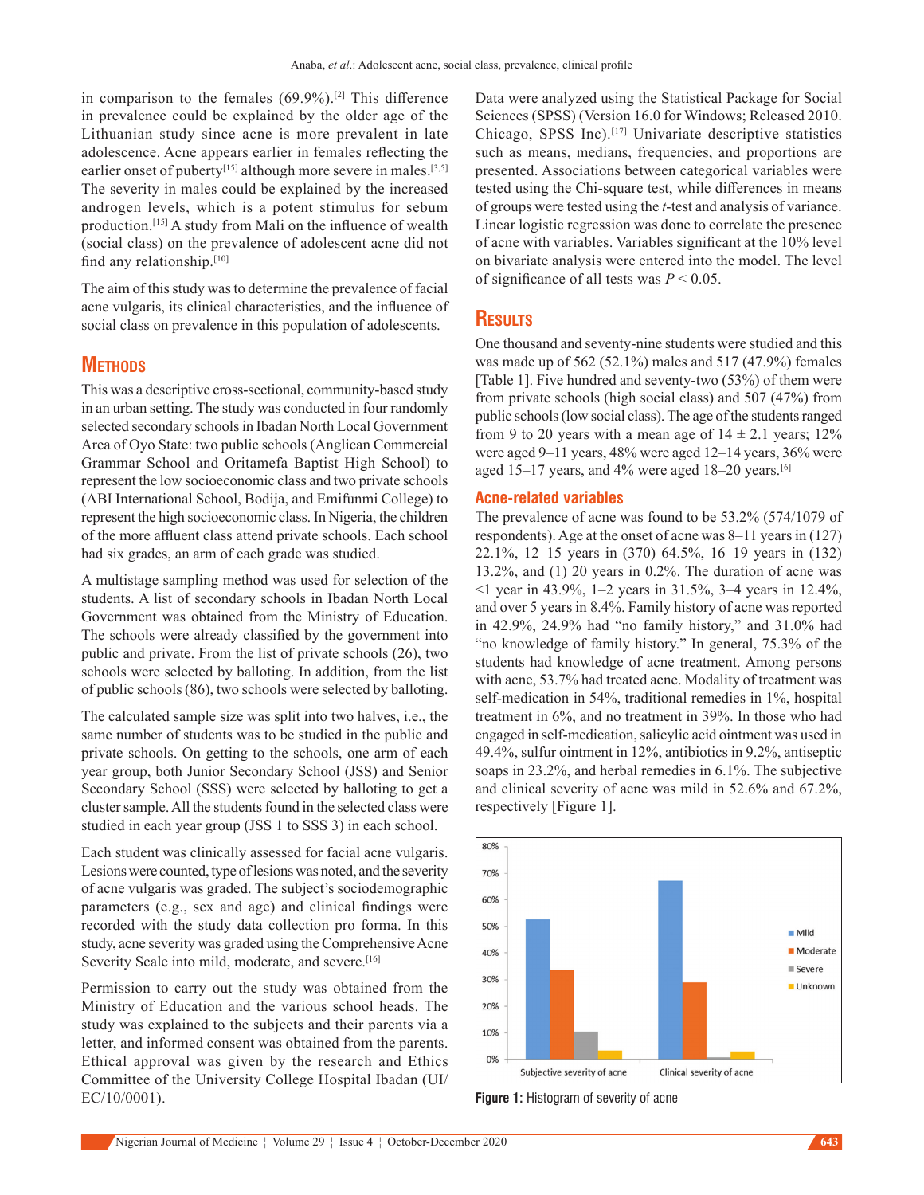in comparison to the females (69.9%).[2] This difference in prevalence could be explained by the older age of the Lithuanian study since acne is more prevalent in late adolescence. Acne appears earlier in females reflecting the earlier onset of puberty[15] although more severe in males.[3,5] The severity in males could be explained by the increased androgen levels, which is a potent stimulus for sebum production.[15] A study from Mali on the influence of wealth (social class) on the prevalence of adolescent acne did not find any relationship.[10]

The aim of this study was to determine the prevalence of facial acne vulgaris, its clinical characteristics, and the influence of social class on prevalence in this population of adolescents.

## Methods

This was a descriptive cross-sectional, community-based study in an urban setting. The study was conducted in four randomly selected secondary schools in Ibadan North Local Government Area of Oyo State: two public schools (Anglican Commercial Grammar School and Oritamefa Baptist High School) to represent the low socioeconomic class and two private schools (ABI International School, Bodija, and Emifunmi College) to represent the high socioeconomic class. In Nigeria, the children of the more affluent class attend private schools. Each school had six grades, an arm of each grade was studied.

A multistage sampling method was used for selection of the students. A list of secondary schools in Ibadan North Local Government was obtained from the Ministry of Education. The schools were already classified by the government into public and private. From the list of private schools (26), two schools were selected by balloting. In addition, from the list of public schools (86), two schools were selected by balloting.

The calculated sample size was split into two halves, i.e., the same number of students was to be studied in the public and private schools. On getting to the schools, one arm of each year group, both Junior Secondary School (JSS) and Senior Secondary School (SSS) were selected by balloting to get a cluster sample. All the students found in the selected class were studied in each year group (JSS 1 to SSS 3) in each school.

Each student was clinically assessed for facial acne vulgaris. Lesions were counted, type of lesions was noted, and the severity of acne vulgaris was graded. The subject's sociodemographic parameters (e.g., sex and age) and clinical findings were recorded with the study data collection pro forma. In this study, acne severity was graded using the Comprehensive Acne Severity Scale into mild, moderate, and severe.[16]

Permission to carry out the study was obtained from the Ministry of Education and the various school heads. The study was explained to the subjects and their parents via a letter, and informed consent was obtained from the parents. Ethical approval was given by the research and Ethics Committee of the University College Hospital Ibadan (UI/EC/10/0001).

Data were analyzed using the Statistical Package for Social Sciences (SPSS) (Version 16.0 for Windows; Released 2010. Chicago, SPSS Inc).[17] Univariate descriptive statistics such as means, medians, frequencies, and proportions are presented. Associations between categorical variables were tested using the Chi-square test, while differences in means of groups were tested using the *t*-test and analysis of variance. Linear logistic regression was done to correlate the presence of acne with variables. Variables significant at the 10% level on bivariate analysis were entered into the model. The level of significance of all tests was $P < 0.05$.

## Results

One thousand and seventy-nine students were studied and this was made up of 562 (52.1%) males and 517 (47.9%) females [Table 1]. Five hundred and seventy-two (53%) of them were from private schools (high social class) and 507 (47%) from public schools (low social class). The age of the students ranged from 9 to 20 years with a mean age of 14 ± 2.1 years; 12% were aged 9–11 years, 48% were aged 12–14 years, 36% were aged 15–17 years, and 4% were aged 18–20 years.[6]

### Acne-related variables

The prevalence of acne was found to be 53.2% (574/1079 of respondents). Age at the onset of acne was 8–11 years in (127) 22.1%, 12–15 years in (370) 64.5%, 16–19 years in (132) 13.2%, and (1) 20 years in 0.2%. The duration of acne was <1 year in 43.9%, 1–2 years in 31.5%, 3–4 years in 12.4%, and over 5 years in 8.4%. Family history of acne was reported in 42.9%, 24.9% had "no family history," and 31.0% had "no knowledge of family history." In general, 75.3% of the students had knowledge of acne treatment. Among persons with acne, 53.7% had treated acne. Modality of treatment was self-medication in 54%, traditional remedies in 1%, hospital treatment in 6%, and no treatment in 39%. In those who had engaged in self-medication, salicylic acid ointment was used in 49.4%, sulfur ointment in 12%, antibiotics in 9.2%, antiseptic soaps in 23.2%, and herbal remedies in 6.1%. The subjective and clinical severity of acne was mild in 52.6% and 67.2%, respectively [Figure 1].

**Figure 1:** Histogram of severity of acne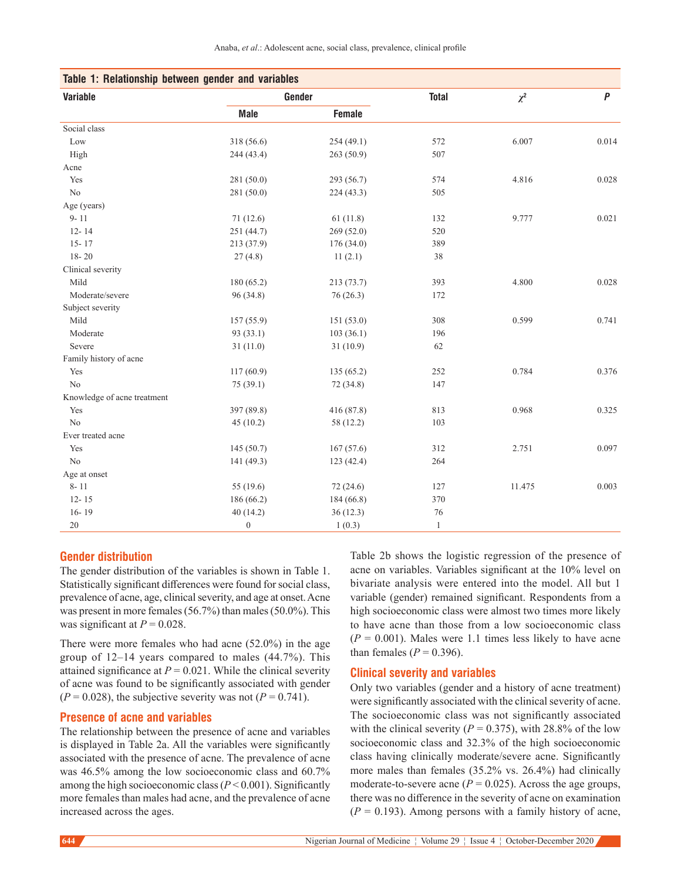**Table 1: Relationship between gender and variables**

| Variable | Gender | | Total | $\chi^2$ | P |
|---|---|---|---|---|---|
| | Male | Female | | | |
| Social class | | | | | |
| Low | 318 (56.6) | 254 (49.1) | 572 | 6.007 | 0.014 |
| High | 244 (43.4) | 263 (50.9) | 507 | | |
| Acne | | | | | |
| Yes | 281 (50.0) | 293 (56.7) | 574 | 4.816 | 0.028 |
| No | 281 (50.0) | 224 (43.3) | 505 | | |
| Age (years) | | | | | |
| 9- 11 | 71 (12.6) | 61 (11.8) | 132 | 9.777 | 0.021 |
| 12- 14 | 251 (44.7) | 269 (52.0) | 520 | | |
| 15- 17 | 213 (37.9) | 176 (34.0) | 389 | | |
| 18- 20 | 27 (4.8) | 11 (2.1) | 38 | | |
| Clinical severity | | | | | |
| Mild | 180 (65.2) | 213 (73.7) | 393 | 4.800 | 0.028 |
| Moderate/severe | 96 (34.8) | 76 (26.3) | 172 | | |
| Subject severity | | | | | |
| Mild | 157 (55.9) | 151 (53.0) | 308 | 0.599 | 0.741 |
| Moderate | 93 (33.1) | 103 (36.1) | 196 | | |
| Severe | 31 (11.0) | 31 (10.9) | 62 | | |
| Family history of acne | | | | | |
| Yes | 117 (60.9) | 135 (65.2) | 252 | 0.784 | 0.376 |
| No | 75 (39.1) | 72 (34.8) | 147 | | |
| Knowledge of acne treatment | | | | | |
| Yes | 397 (89.8) | 416 (87.8) | 813 | 0.968 | 0.325 |
| No | 45 (10.2) | 58 (12.2) | 103 | | |
| Ever treated acne | | | | | |
| Yes | 145 (50.7) | 167 (57.6) | 312 | 2.751 | 0.097 |
| No | 141 (49.3) | 123 (42.4) | 264 | | |
| Age at onset | | | | | |
| 8- 11 | 55 (19.6) | 72 (24.6) | 127 | 11.475 | 0.003 |
| 12- 15 | 186 (66.2) | 184 (66.8) | 370 | | |
| 16- 19 | 40 (14.2) | 36 (12.3) | 76 | | |
| 20 | 0 | 1 (0.3) | 1 | | |

## Gender distribution

The gender distribution of the variables is shown in Table 1. Statistically significant differences were found for social class, prevalence of acne, age, clinical severity, and age at onset. Acne was present in more females (56.7%) than males (50.0%). This was significant at $P = 0.028$.

There were more females who had acne (52.0%) in the age group of 12–14 years compared to males (44.7%). This attained significance at $P = 0.021$. While the clinical severity of acne was found to be significantly associated with gender ($P = 0.028$), the subjective severity was not ($P = 0.741$).

## Presence of acne and variables

The relationship between the presence of acne and variables is displayed in Table 2a. All the variables were significantly associated with the presence of acne. The prevalence of acne was 46.5% among the low socioeconomic class and 60.7% among the high socioeconomic class ($P < 0.001$). Significantly more females than males had acne, and the prevalence of acne increased across the ages.

Table 2b shows the logistic regression of the presence of acne on variables. Variables significant at the 10% level on bivariate analysis were entered into the model. All but 1 variable (gender) remained significant. Respondents from a high socioeconomic class were almost two times more likely to have acne than those from a low socioeconomic class ($P = 0.001$). Males were 1.1 times less likely to have acne than females ($P = 0.396$).

## Clinical severity and variables

Only two variables (gender and a history of acne treatment) were significantly associated with the clinical severity of acne. The socioeconomic class was not significantly associated with the clinical severity ($P = 0.375$), with 28.8% of the low socioeconomic class and 32.3% of the high socioeconomic class having clinically moderate/severe acne. Significantly more males than females (35.2% vs. 26.4%) had clinically moderate-to-severe acne ($P = 0.025$). Across the age groups, there was no difference in the severity of acne on examination ($P = 0.193$). Among persons with a family history of acne,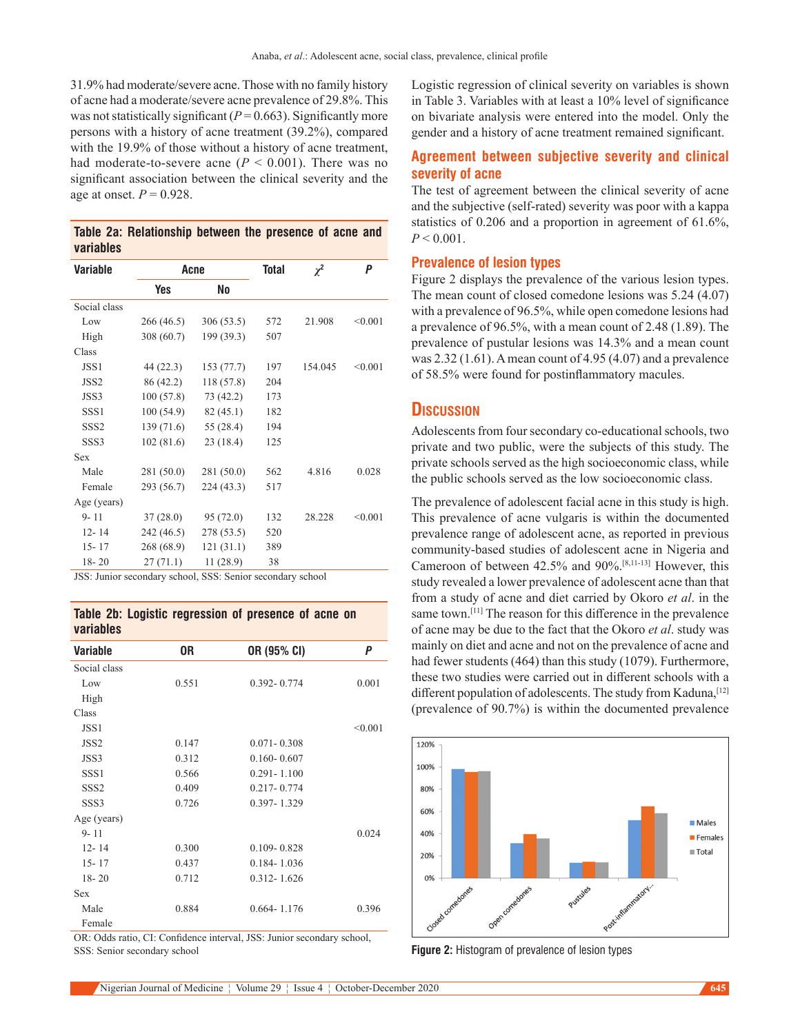31.9% had moderate/severe acne. Those with no family history of acne had a moderate/severe acne prevalence of 29.8%. This was not statistically significant ($P = 0.663$). Significantly more persons with a history of acne treatment (39.2%), compared with the 19.9% of those without a history of acne treatment, had moderate-to-severe acne ($P < 0.001$). There was no significant association between the clinical severity and the age at onset. $P = 0.928$.

**Table 2a: Relationship between the presence of acne and variables**

| Variable | Acne | | Total | $\chi^2$ | $P$ |
|---|---|---|---|---|---|
| | Yes | No | | | |
| Social class | | | | | |
| Low | 266 (46.5) | 306 (53.5) | 572 | 21.908 | <0.001 |
| High | 308 (60.7) | 199 (39.3) | 507 | | |
| Class | | | | | |
| JSS1 | 44 (22.3) | 153 (77.7) | 197 | 154.045 | <0.001 |
| JSS2 | 86 (42.2) | 118 (57.8) | 204 | | |
| JSS3 | 100 (57.8) | 73 (42.2) | 173 | | |
| SSS1 | 100 (54.9) | 82 (45.1) | 182 | | |
| SSS2 | 139 (71.6) | 55 (28.4) | 194 | | |
| SSS3 | 102 (81.6) | 23 (18.4) | 125 | | |
| Sex | | | | | |
| Male | 281 (50.0) | 281 (50.0) | 562 | 4.816 | 0.028 |
| Female | 293 (56.7) | 224 (43.3) | 517 | | |
| Age (years) | | | | | |
| 9- 11 | 37 (28.0) | 95 (72.0) | 132 | 28.228 | <0.001 |
| 12- 14 | 242 (46.5) | 278 (53.5) | 520 | | |
| 15- 17 | 268 (68.9) | 121 (31.1) | 389 | | |
| 18- 20 | 27 (71.1) | 11 (28.9) | 38 | | |

JSS: Junior secondary school, SSS: Senior secondary school

**Table 2b: Logistic regression of presence of acne on variables**

| Variable | OR | OR (95% CI) | $P$ |
|---|---|---|---|
| Social class | | | |
| Low | 0.551 | 0.392- 0.774 | 0.001 |
| High | | | |
| Class | | | |
| JSS1 | | | <0.001 |
| JSS2 | 0.147 | 0.071- 0.308 | |
| JSS3 | 0.312 | 0.160- 0.607 | |
| SSS1 | 0.566 | 0.291- 1.100 | |
| SSS2 | 0.409 | 0.217- 0.774 | |
| SSS3 | 0.726 | 0.397- 1.329 | |
| Age (years) | | | |
| 9- 11 | | | 0.024 |
| 12- 14 | 0.300 | 0.109- 0.828 | |
| 15- 17 | 0.437 | 0.184- 1.036 | |
| 18- 20 | 0.712 | 0.312- 1.626 | |
| Sex | | | |
| Male | 0.884 | 0.664- 1.176 | 0.396 |
| Female | | | |

OR: Odds ratio, CI: Confidence interval, JSS: Junior secondary school, SSS: Senior secondary school

Logistic regression of clinical severity on variables is shown in Table 3. Variables with at least a 10% level of significance on bivariate analysis were entered into the model. Only the gender and a history of acne treatment remained significant.

## Agreement between subjective severity and clinical severity of acne

The test of agreement between the clinical severity of acne and the subjective (self-rated) severity was poor with a kappa statistics of 0.206 and a proportion in agreement of 61.6%, $P < 0.001$.

## Prevalence of lesion types

Figure 2 displays the prevalence of the various lesion types. The mean count of closed comedone lesions was 5.24 (4.07) with a prevalence of 96.5%, while open comedone lesions had a prevalence of 96.5%, with a mean count of 2.48 (1.89). The prevalence of pustular lesions was 14.3% and a mean count was 2.32 (1.61). A mean count of 4.95 (4.07) and a prevalence of 58.5% were found for postinflammatory macules.

# Discussion

Adolescents from four secondary co-educational schools, two private and two public, were the subjects of this study. The private schools served as the high socioeconomic class, while the public schools served as the low socioeconomic class.

The prevalence of adolescent facial acne in this study is high. This prevalence of acne vulgaris is within the documented prevalence range of adolescent acne, as reported in previous community-based studies of adolescent acne in Nigeria and Cameroon of between 42.5% and 90%.[8,11-13] However, this study revealed a lower prevalence of adolescent acne than that from a study of acne and diet carried by Okoro *et al*. in the same town.[11] The reason for this difference in the prevalence of acne may be due to the fact that the Okoro *et al*. study was mainly on diet and acne and not on the prevalence of acne and had fewer students (464) than this study (1079). Furthermore, these two studies were carried out in different schools with a different population of adolescents. The study from Kaduna,[12] (prevalence of 90.7%) is within the documented prevalence

**Figure 2:** Histogram of prevalence of lesion types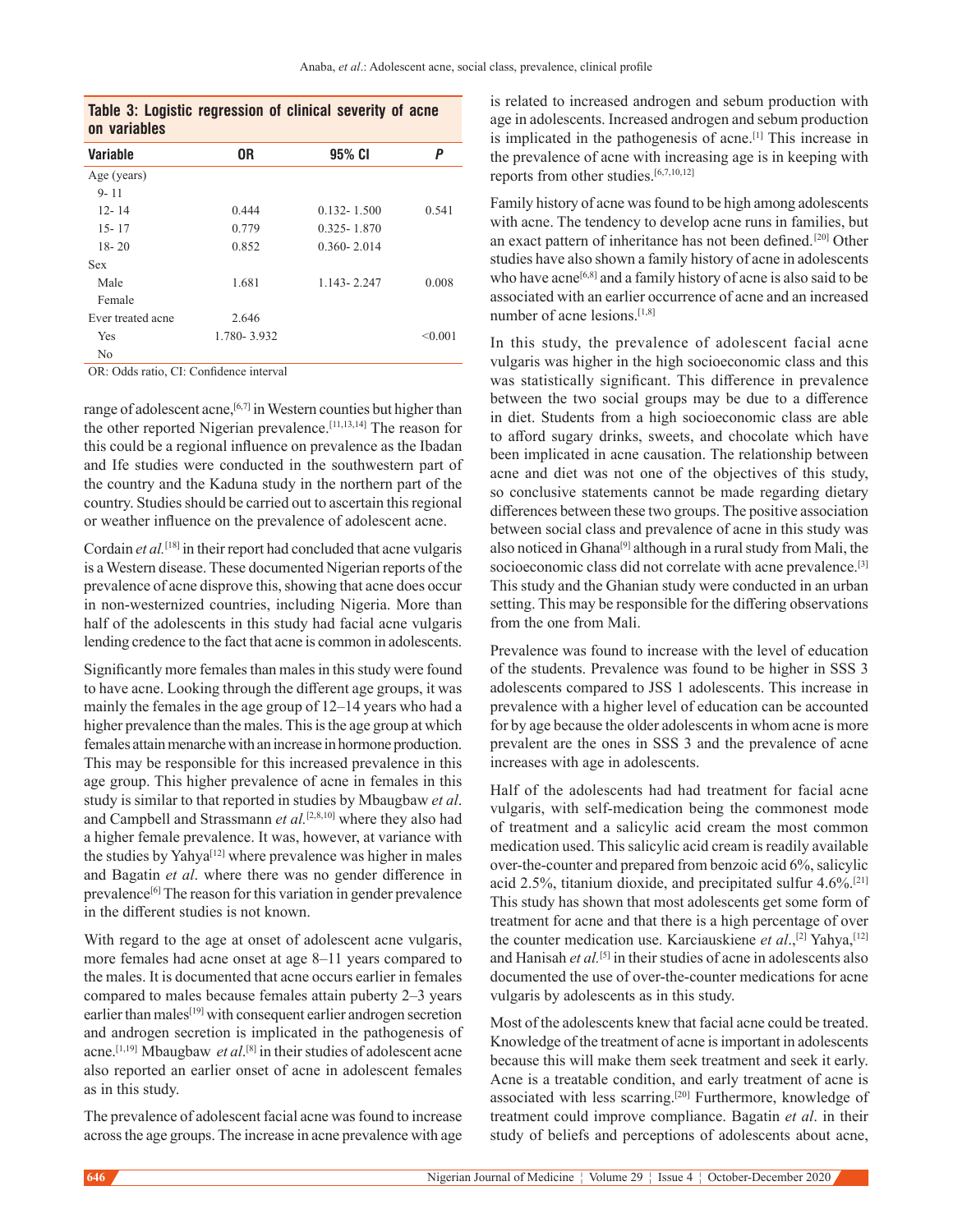**Table 3: Logistic regression of clinical severity of acne on variables**

| Variable | OR | 95% CI | P |
|---|---|---|---|
| Age (years) | | | |
| 9- 11 | | | |
| 12- 14 | 0.444 | 0.132- 1.500 | 0.541 |
| 15- 17 | 0.779 | 0.325- 1.870 | |
| 18- 20 | 0.852 | 0.360- 2.014 | |
| Sex | | | |
| Male | 1.681 | 1.143- 2.247 | 0.008 |
| Female | | | |
| Ever treated acne | 2.646 | | |
| Yes | 1.780- 3.932 | | <0.001 |
| No | | | |

OR: Odds ratio, CI: Confidence interval

range of adolescent acne,[6,7] in Western counties but higher than the other reported Nigerian prevalence.[11,13,14] The reason for this could be a regional influence on prevalence as the Ibadan and Ife studies were conducted in the southwestern part of the country and the Kaduna study in the northern part of the country. Studies should be carried out to ascertain this regional or weather influence on the prevalence of adolescent acne.

Cordain *et al.*[18] in their report had concluded that acne vulgaris is a Western disease. These documented Nigerian reports of the prevalence of acne disprove this, showing that acne does occur in non-westernized countries, including Nigeria. More than half of the adolescents in this study had facial acne vulgaris lending credence to the fact that acne is common in adolescents.

Significantly more females than males in this study were found to have acne. Looking through the different age groups, it was mainly the females in the age group of 12–14 years who had a higher prevalence than the males. This is the age group at which females attain menarche with an increase in hormone production. This may be responsible for this increased prevalence in this age group. This higher prevalence of acne in females in this study is similar to that reported in studies by Mbaugbaw *et al*. and Campbell and Strassmann *et al.*[2,8,10] where they also had a higher female prevalence. It was, however, at variance with the studies by Yahya[12] where prevalence was higher in males and Bagatin *et al*. where there was no gender difference in prevalence[6] The reason for this variation in gender prevalence in the different studies is not known.

With regard to the age at onset of adolescent acne vulgaris, more females had acne onset at age 8–11 years compared to the males. It is documented that acne occurs earlier in females compared to males because females attain puberty 2–3 years earlier than males[19] with consequent earlier androgen secretion and androgen secretion is implicated in the pathogenesis of acne.[1,19] Mbaugbaw *et al.*[8] in their studies of adolescent acne also reported an earlier onset of acne in adolescent females as in this study.

The prevalence of adolescent facial acne was found to increase across the age groups. The increase in acne prevalence with age is related to increased androgen and sebum production with age in adolescents. Increased androgen and sebum production is implicated in the pathogenesis of acne.[1] This increase in the prevalence of acne with increasing age is in keeping with reports from other studies.[6,7,10,12]

Family history of acne was found to be high among adolescents with acne. The tendency to develop acne runs in families, but an exact pattern of inheritance has not been defined.[20] Other studies have also shown a family history of acne in adolescents who have acne[6,8] and a family history of acne is also said to be associated with an earlier occurrence of acne and an increased number of acne lesions.[1,8]

In this study, the prevalence of adolescent facial acne vulgaris was higher in the high socioeconomic class and this was statistically significant. This difference in prevalence between the two social groups may be due to a difference in diet. Students from a high socioeconomic class are able to afford sugary drinks, sweets, and chocolate which have been implicated in acne causation. The relationship between acne and diet was not one of the objectives of this study, so conclusive statements cannot be made regarding dietary differences between these two groups. The positive association between social class and prevalence of acne in this study was also noticed in Ghana[9] although in a rural study from Mali, the socioeconomic class did not correlate with acne prevalence.[3] This study and the Ghanian study were conducted in an urban setting. This may be responsible for the differing observations from the one from Mali.

Prevalence was found to increase with the level of education of the students. Prevalence was found to be higher in SSS 3 adolescents compared to JSS 1 adolescents. This increase in prevalence with a higher level of education can be accounted for by age because the older adolescents in whom acne is more prevalent are the ones in SSS 3 and the prevalence of acne increases with age in adolescents.

Half of the adolescents had had treatment for facial acne vulgaris, with self-medication being the commonest mode of treatment and a salicylic acid cream the most common medication used. This salicylic acid cream is readily available over-the-counter and prepared from benzoic acid 6%, salicylic acid 2.5%, titanium dioxide, and precipitated sulfur 4.6%.[21] This study has shown that most adolescents get some form of treatment for acne and that there is a high percentage of over the counter medication use. Karciauskiene *et al*.,[2] Yahya,[12] and Hanisah *et al.*[5] in their studies of acne in adolescents also documented the use of over-the-counter medications for acne vulgaris by adolescents as in this study.

Most of the adolescents knew that facial acne could be treated. Knowledge of the treatment of acne is important in adolescents because this will make them seek treatment and seek it early. Acne is a treatable condition, and early treatment of acne is associated with less scarring.[20] Furthermore, knowledge of treatment could improve compliance. Bagatin *et al*. in their study of beliefs and perceptions of adolescents about acne,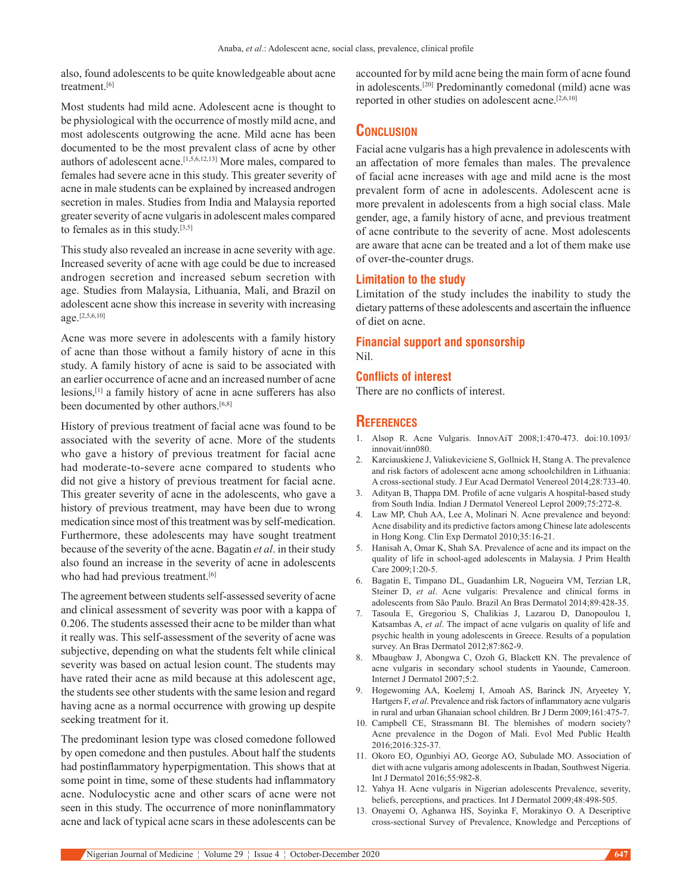also, found adolescents to be quite knowledgeable about acne treatment.[6]

Most students had mild acne. Adolescent acne is thought to be physiological with the occurrence of mostly mild acne, and most adolescents outgrowing the acne. Mild acne has been documented to be the most prevalent class of acne by other authors of adolescent acne.[1,5,6,12,13] More males, compared to females had severe acne in this study. This greater severity of acne in male students can be explained by increased androgen secretion in males. Studies from India and Malaysia reported greater severity of acne vulgaris in adolescent males compared to females as in this study.[3,5]

This study also revealed an increase in acne severity with age. Increased severity of acne with age could be due to increased androgen secretion and increased sebum secretion with age. Studies from Malaysia, Lithuania, Mali, and Brazil on adolescent acne show this increase in severity with increasing age.[2,5,6,10]

Acne was more severe in adolescents with a family history of acne than those without a family history of acne in this study. A family history of acne is said to be associated with an earlier occurrence of acne and an increased number of acne lesions,[1] a family history of acne in acne sufferers has also been documented by other authors.[6,8]

History of previous treatment of facial acne was found to be associated with the severity of acne. More of the students who gave a history of previous treatment for facial acne had moderate-to-severe acne compared to students who did not give a history of previous treatment for facial acne. This greater severity of acne in the adolescents, who gave a history of previous treatment, may have been due to wrong medication since most of this treatment was by self-medication. Furthermore, these adolescents may have sought treatment because of the severity of the acne. Bagatin *et al*. in their study also found an increase in the severity of acne in adolescents who had had previous treatment.[6]

The agreement between students self-assessed severity of acne and clinical assessment of severity was poor with a kappa of 0.206. The students assessed their acne to be milder than what it really was. This self-assessment of the severity of acne was subjective, depending on what the students felt while clinical severity was based on actual lesion count. The students may have rated their acne as mild because at this adolescent age, the students see other students with the same lesion and regard having acne as a normal occurrence with growing up despite seeking treatment for it.

The predominant lesion type was closed comedone followed by open comedone and then pustules. About half the students had postinflammatory hyperpigmentation. This shows that at some point in time, some of these students had inflammatory acne. Nodulocystic acne and other scars of acne were not seen in this study. The occurrence of more noninflammatory acne and lack of typical acne scars in these adolescents can be accounted for by mild acne being the main form of acne found in adolescents.[20] Predominantly comedonal (mild) acne was reported in other studies on adolescent acne.[2,6,10]

## Conclusion

Facial acne vulgaris has a high prevalence in adolescents with an affectation of more females than males. The prevalence of facial acne increases with age and mild acne is the most prevalent form of acne in adolescents. Adolescent acne is more prevalent in adolescents from a high social class. Male gender, age, a family history of acne, and previous treatment of acne contribute to the severity of acne. Most adolescents are aware that acne can be treated and a lot of them make use of over-the-counter drugs.

### Limitation to the study

Limitation of the study includes the inability to study the dietary patterns of these adolescents and ascertain the influence of diet on acne.

### Financial support and sponsorship

Nil.

### Conflicts of interest

There are no conflicts of interest.

## References

1. Alsop R. Acne Vulgaris. InnovAiT 2008;1:470-473. doi:10.1093/innovait/inn080.
2. Karciauskiene J, Valiukeviciene S, Gollnick H, Stang A. The prevalence and risk factors of adolescent acne among schoolchildren in Lithuania: A cross-sectional study. J Eur Acad Dermatol Venereol 2014;28:733-40.
3. Adityan B, Thappa DM. Profile of acne vulgaris A hospital-based study from South India. Indian J Dermatol Venereol Leprol 2009;75:272-8.
4. Law MP, Chuh AA, Lee A, Molinari N. Acne prevalence and beyond: Acne disability and its predictive factors among Chinese late adolescents in Hong Kong. Clin Exp Dermatol 2010;35:16-21.
5. Hanisah A, Omar K, Shah SA. Prevalence of acne and its impact on the quality of life in school-aged adolescents in Malaysia. J Prim Health Care 2009;1:20-5.
6. Bagatin E, Timpano DL, Guadanhim LR, Nogueira VM, Terzian LR, Steiner D, *et al*. Acne vulgaris: Prevalence and clinical forms in adolescents from São Paulo. Brazil An Bras Dermatol 2014;89:428-35.
7. Tasoula E, Gregoriou S, Chalikias J, Lazarou D, Danopoulou I, Katsambas A, *et al*. The impact of acne vulgaris on quality of life and psychic health in young adolescents in Greece. Results of a population survey. An Bras Dermatol 2012;87:862-9.
8. Mbaugbaw J, Abongwa C, Ozoh G, Blackett KN. The prevalence of acne vulgaris in secondary school students in Yaounde, Cameroon. Internet J Dermatol 2007;5:2.
9. Hogewoning AA, Koelemj I, Amoah AS, Barinck JN, Aryeetey Y, Hartgers F, *et al*. Prevalence and risk factors of inflammatory acne vulgaris in rural and urban Ghanaian school children. Br J Derm 2009;161:475-7.
10. Campbell CE, Strassmann BI. The blemishes of modern society? Acne prevalence in the Dogon of Mali. Evol Med Public Health 2016;2016:325-37.
11. Okoro EO, Ogunbiyi AO, George AO, Subulade MO. Association of diet with acne vulgaris among adolescents in Ibadan, Southwest Nigeria. Int J Dermatol 2016;55:982-8.
12. Yahya H. Acne vulgaris in Nigerian adolescents Prevalence, severity, beliefs, perceptions, and practices. Int J Dermatol 2009;48:498-505.
13. Onayemi O, Aghanwa HS, Soyinka F, Morakinyo O. A Descriptive cross-sectional Survey of Prevalence, Knowledge and Perceptions of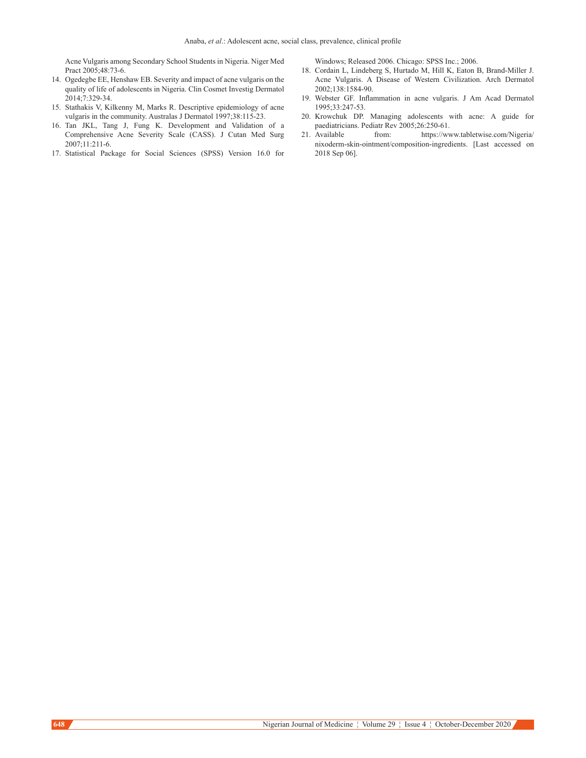Acne Vulgaris among Secondary School Students in Nigeria. Niger Med Pract 2005;48:73-6.

14. Ogedegbe EE, Henshaw EB. Severity and impact of acne vulgaris on the quality of life of adolescents in Nigeria. Clin Cosmet Investig Dermatol 2014;7:329-34.
15. Stathakis V, Kilkenny M, Marks R. Descriptive epidemiology of acne vulgaris in the community. Australas J Dermatol 1997;38:115-23.
16. Tan JKL, Tang J, Fung K. Development and Validation of a Comprehensive Acne Severity Scale (CASS). J Cutan Med Surg 2007;11:211-6.
17. Statistical Package for Social Sciences (SPSS) Version 16.0 for Windows; Released 2006. Chicago: SPSS Inc.; 2006.
18. Cordain L, Lindeberg S, Hurtado M, Hill K, Eaton B, Brand-Miller J. Acne Vulgaris. A Disease of Western Civilization. Arch Dermatol 2002;138:1584-90.
19. Webster GF. Inflammation in acne vulgaris. J Am Acad Dermatol 1995;33:247-53.
20. Krowchuk DP. Managing adolescents with acne: A guide for paediatricians. Pediatr Rev 2005;26:250-61.
21. Available from: https://www.tabletwise.com/Nigeria/nixoderm-skin-ointment/composition-ingredients. [Last accessed on 2018 Sep 06].